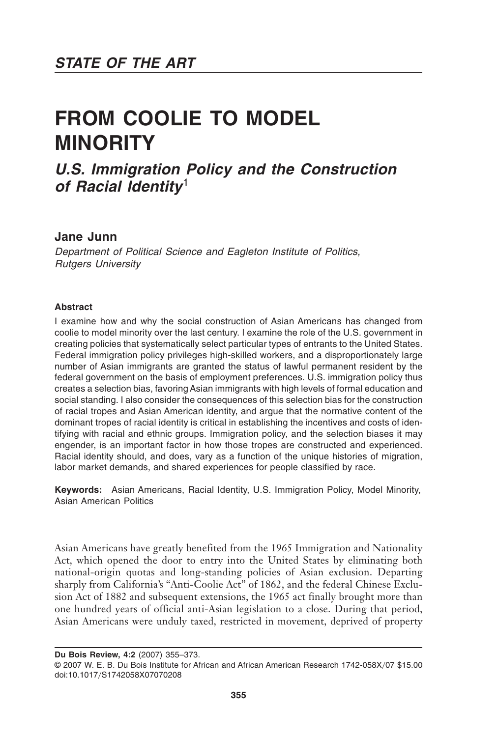*STATE OF THE ART*

# FROM COOLIE TO MODEL MINORITY

## *U.S. Immigration Policy and the Construction of Racial Identity*[1]

**Jane Junn**

*Department of Political Science and Eagleton Institute of Politics, Rutgers University*

#### Abstract

I examine how and why the social construction of Asian Americans has changed from coolie to model minority over the last century. I examine the role of the U.S. government in creating policies that systematically select particular types of entrants to the United States. Federal immigration policy privileges high-skilled workers, and a disproportionately large number of Asian immigrants are granted the status of lawful permanent resident by the federal government on the basis of employment preferences. U.S. immigration policy thus creates a selection bias, favoring Asian immigrants with high levels of formal education and social standing. I also consider the consequences of this selection bias for the construction of racial tropes and Asian American identity, and argue that the normative content of the dominant tropes of racial identity is critical in establishing the incentives and costs of identifying with racial and ethnic groups. Immigration policy, and the selection biases it may engender, is an important factor in how those tropes are constructed and experienced. Racial identity should, and does, vary as a function of the unique histories of migration, labor market demands, and shared experiences for people classified by race.

**Keywords:** Asian Americans, Racial Identity, U.S. Immigration Policy, Model Minority, Asian American Politics

Asian Americans have greatly benefited from the 1965 Immigration and Nationality Act, which opened the door to entry into the United States by eliminating both national-origin quotas and long-standing policies of Asian exclusion. Departing sharply from California's "Anti-Coolie Act" of 1862, and the federal Chinese Exclusion Act of 1882 and subsequent extensions, the 1965 act finally brought more than one hundred years of official anti-Asian legislation to a close. During that period, Asian Americans were unduly taxed, restricted in movement, deprived of property

**Du Bois Review, 4:2** (2007) 355–373.
© 2007 W. E. B. Du Bois Institute for African and African American Research 1742-058X/07 $15.00
doi:10.1017/S1742058X07070208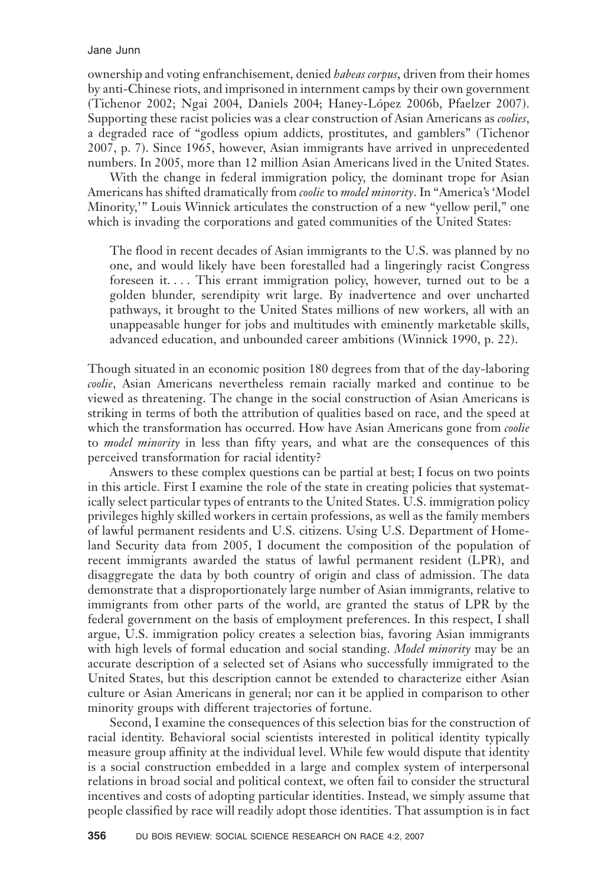ownership and voting enfranchisement, denied *habeas corpus*, driven from their homes by anti-Chinese riots, and imprisoned in internment camps by their own government (Tichenor 2002; Ngai 2004, Daniels 2004; Haney-López 2006b, Pfaelzer 2007). Supporting these racist policies was a clear construction of Asian Americans as *coolies*, a degraded race of "godless opium addicts, prostitutes, and gamblers" (Tichenor 2007, p. 7). Since 1965, however, Asian immigrants have arrived in unprecedented numbers. In 2005, more than 12 million Asian Americans lived in the United States.

With the change in federal immigration policy, the dominant trope for Asian Americans has shifted dramatically from *coolie* to *model minority*. In "America's 'Model Minority,'" Louis Winnick articulates the construction of a new "yellow peril," one which is invading the corporations and gated communities of the United States:

> The flood in recent decades of Asian immigrants to the U.S. was planned by no one, and would likely have been forestalled had a lingeringly racist Congress foreseen it. . . . This errant immigration policy, however, turned out to be a golden blunder, serendipity writ large. By inadvertence and over uncharted pathways, it brought to the United States millions of new workers, all with an unappeasable hunger for jobs and multitudes with eminently marketable skills, advanced education, and unbounded career ambitions (Winnick 1990, p. 22).

Though situated in an economic position 180 degrees from that of the day-laboring *coolie*, Asian Americans nevertheless remain racially marked and continue to be viewed as threatening. The change in the social construction of Asian Americans is striking in terms of both the attribution of qualities based on race, and the speed at which the transformation has occurred. How have Asian Americans gone from *coolie* to *model minority* in less than fifty years, and what are the consequences of this perceived transformation for racial identity?

Answers to these complex questions can be partial at best; I focus on two points in this article. First I examine the role of the state in creating policies that systematically select particular types of entrants to the United States. U.S. immigration policy privileges highly skilled workers in certain professions, as well as the family members of lawful permanent residents and U.S. citizens. Using U.S. Department of Homeland Security data from 2005, I document the composition of the population of recent immigrants awarded the status of lawful permanent resident (LPR), and disaggregate the data by both country of origin and class of admission. The data demonstrate that a disproportionately large number of Asian immigrants, relative to immigrants from other parts of the world, are granted the status of LPR by the federal government on the basis of employment preferences. In this respect, I shall argue, U.S. immigration policy creates a selection bias, favoring Asian immigrants with high levels of formal education and social standing. *Model minority* may be an accurate description of a selected set of Asians who successfully immigrated to the United States, but this description cannot be extended to characterize either Asian culture or Asian Americans in general; nor can it be applied in comparison to other minority groups with different trajectories of fortune.

Second, I examine the consequences of this selection bias for the construction of racial identity. Behavioral social scientists interested in political identity typically measure group affinity at the individual level. While few would dispute that identity is a social construction embedded in a large and complex system of interpersonal relations in broad social and political context, we often fail to consider the structural incentives and costs of adopting particular identities. Instead, we simply assume that people classified by race will readily adopt those identities. That assumption is in fact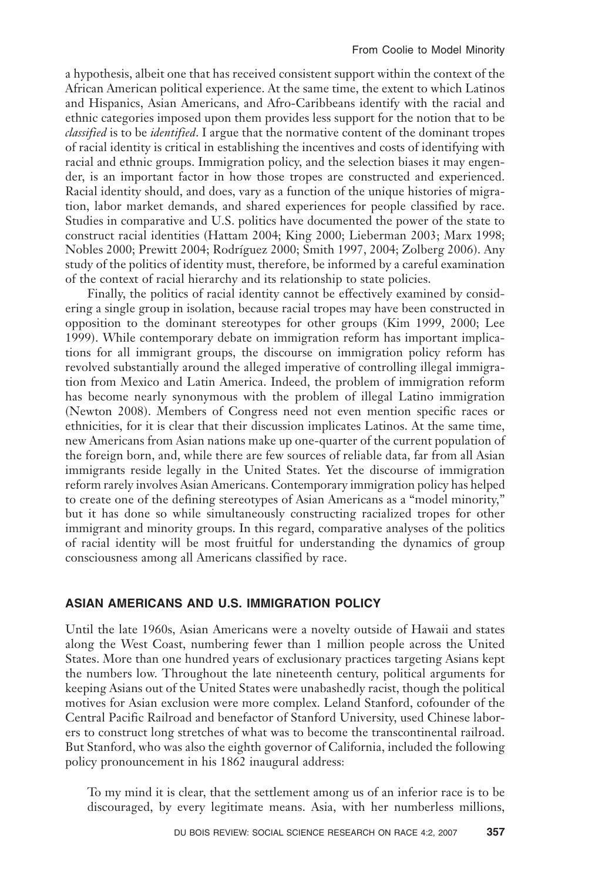a hypothesis, albeit one that has received consistent support within the context of the African American political experience. At the same time, the extent to which Latinos and Hispanics, Asian Americans, and Afro-Caribbeans identify with the racial and ethnic categories imposed upon them provides less support for the notion that to be *classified* is to be *identified*. I argue that the normative content of the dominant tropes of racial identity is critical in establishing the incentives and costs of identifying with racial and ethnic groups. Immigration policy, and the selection biases it may engender, is an important factor in how those tropes are constructed and experienced. Racial identity should, and does, vary as a function of the unique histories of migration, labor market demands, and shared experiences for people classified by race. Studies in comparative and U.S. politics have documented the power of the state to construct racial identities (Hattam 2004; King 2000; Lieberman 2003; Marx 1998; Nobles 2000; Prewitt 2004; Rodríguez 2000; Smith 1997, 2004; Zolberg 2006). Any study of the politics of identity must, therefore, be informed by a careful examination of the context of racial hierarchy and its relationship to state policies.

Finally, the politics of racial identity cannot be effectively examined by considering a single group in isolation, because racial tropes may have been constructed in opposition to the dominant stereotypes for other groups (Kim 1999, 2000; Lee 1999). While contemporary debate on immigration reform has important implications for all immigrant groups, the discourse on immigration policy reform has revolved substantially around the alleged imperative of controlling illegal immigration from Mexico and Latin America. Indeed, the problem of immigration reform has become nearly synonymous with the problem of illegal Latino immigration (Newton 2008). Members of Congress need not even mention specific races or ethnicities, for it is clear that their discussion implicates Latinos. At the same time, new Americans from Asian nations make up one-quarter of the current population of the foreign born, and, while there are few sources of reliable data, far from all Asian immigrants reside legally in the United States. Yet the discourse of immigration reform rarely involves Asian Americans. Contemporary immigration policy has helped to create one of the defining stereotypes of Asian Americans as a "model minority," but it has done so while simultaneously constructing racialized tropes for other immigrant and minority groups. In this regard, comparative analyses of the politics of racial identity will be most fruitful for understanding the dynamics of group consciousness among all Americans classified by race.

## ASIAN AMERICANS AND U.S. IMMIGRATION POLICY

Until the late 1960s, Asian Americans were a novelty outside of Hawaii and states along the West Coast, numbering fewer than 1 million people across the United States. More than one hundred years of exclusionary practices targeting Asians kept the numbers low. Throughout the late nineteenth century, political arguments for keeping Asians out of the United States were unabashedly racist, though the political motives for Asian exclusion were more complex. Leland Stanford, cofounder of the Central Pacific Railroad and benefactor of Stanford University, used Chinese laborers to construct long stretches of what was to become the transcontinental railroad. But Stanford, who was also the eighth governor of California, included the following policy pronouncement in his 1862 inaugural address:

> To my mind it is clear, that the settlement among us of an inferior race is to be discouraged, by every legitimate means. Asia, with her numberless millions,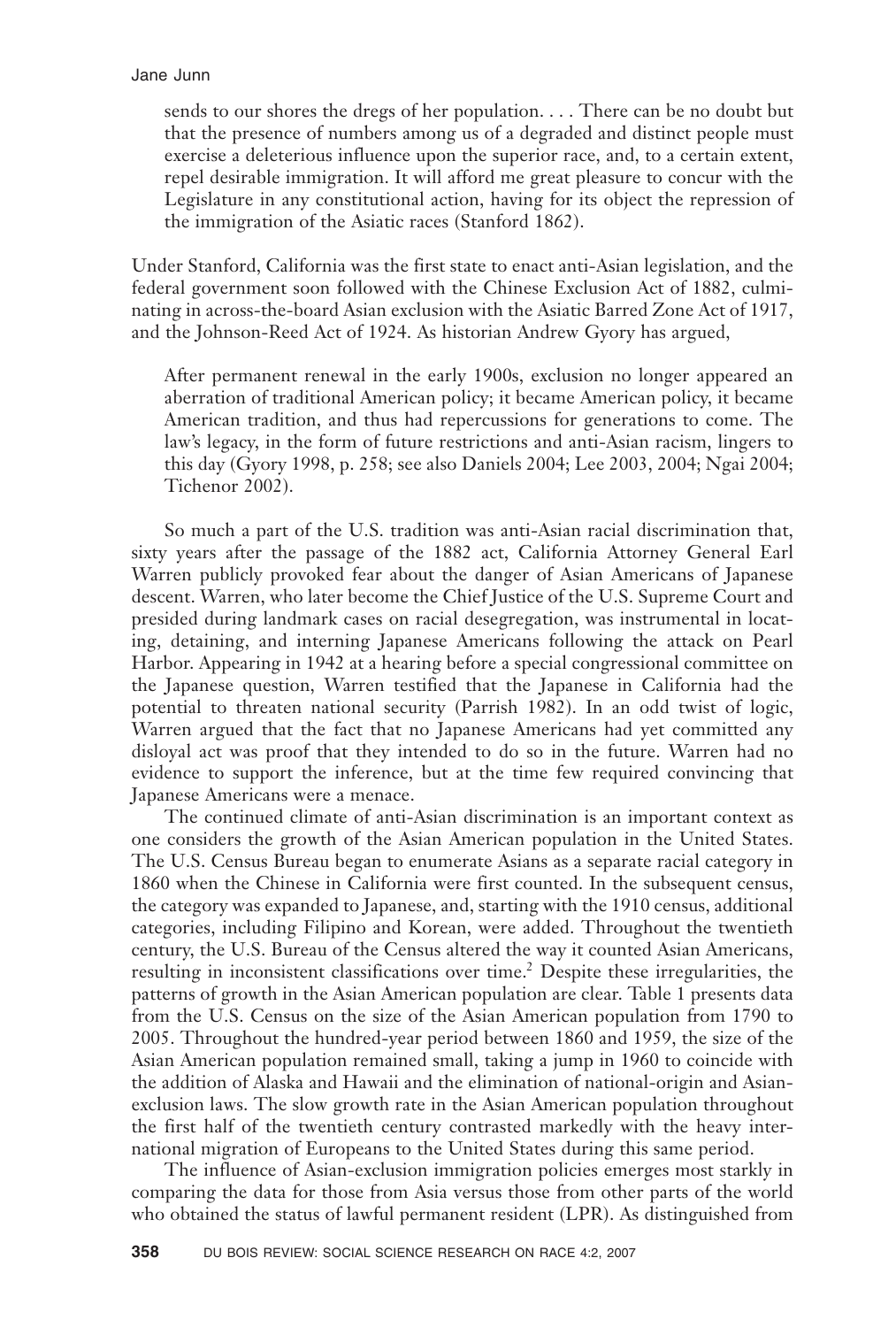> sends to our shores the dregs of her population. . . . There can be no doubt but that the presence of numbers among us of a degraded and distinct people must exercise a deleterious influence upon the superior race, and, to a certain extent, repel desirable immigration. It will afford me great pleasure to concur with the Legislature in any constitutional action, having for its object the repression of the immigration of the Asiatic races (Stanford 1862).

Under Stanford, California was the first state to enact anti-Asian legislation, and the federal government soon followed with the Chinese Exclusion Act of 1882, culminating in across-the-board Asian exclusion with the Asiatic Barred Zone Act of 1917, and the Johnson-Reed Act of 1924. As historian Andrew Gyory has argued,

> After permanent renewal in the early 1900s, exclusion no longer appeared an aberration of traditional American policy; it became American policy, it became American tradition, and thus had repercussions for generations to come. The law's legacy, in the form of future restrictions and anti-Asian racism, lingers to this day (Gyory 1998, p. 258; see also Daniels 2004; Lee 2003, 2004; Ngai 2004; Tichenor 2002).

So much a part of the U.S. tradition was anti-Asian racial discrimination that, sixty years after the passage of the 1882 act, California Attorney General Earl Warren publicly provoked fear about the danger of Asian Americans of Japanese descent. Warren, who later become the Chief Justice of the U.S. Supreme Court and presided during landmark cases on racial desegregation, was instrumental in locating, detaining, and interning Japanese Americans following the attack on Pearl Harbor. Appearing in 1942 at a hearing before a special congressional committee on the Japanese question, Warren testified that the Japanese in California had the potential to threaten national security (Parrish 1982). In an odd twist of logic, Warren argued that the fact that no Japanese Americans had yet committed any disloyal act was proof that they intended to do so in the future. Warren had no evidence to support the inference, but at the time few required convincing that Japanese Americans were a menace.

The continued climate of anti-Asian discrimination is an important context as one considers the growth of the Asian American population in the United States. The U.S. Census Bureau began to enumerate Asians as a separate racial category in 1860 when the Chinese in California were first counted. In the subsequent census, the category was expanded to Japanese, and, starting with the 1910 census, additional categories, including Filipino and Korean, were added. Throughout the twentieth century, the U.S. Bureau of the Census altered the way it counted Asian Americans, resulting in inconsistent classifications over time.[2] Despite these irregularities, the patterns of growth in the Asian American population are clear. Table 1 presents data from the U.S. Census on the size of the Asian American population from 1790 to 2005. Throughout the hundred-year period between 1860 and 1959, the size of the Asian American population remained small, taking a jump in 1960 to coincide with the addition of Alaska and Hawaii and the elimination of national-origin and Asian-exclusion laws. The slow growth rate in the Asian American population throughout the first half of the twentieth century contrasted markedly with the heavy international migration of Europeans to the United States during this same period.

The influence of Asian-exclusion immigration policies emerges most starkly in comparing the data for those from Asia versus those from other parts of the world who obtained the status of lawful permanent resident (LPR). As distinguished from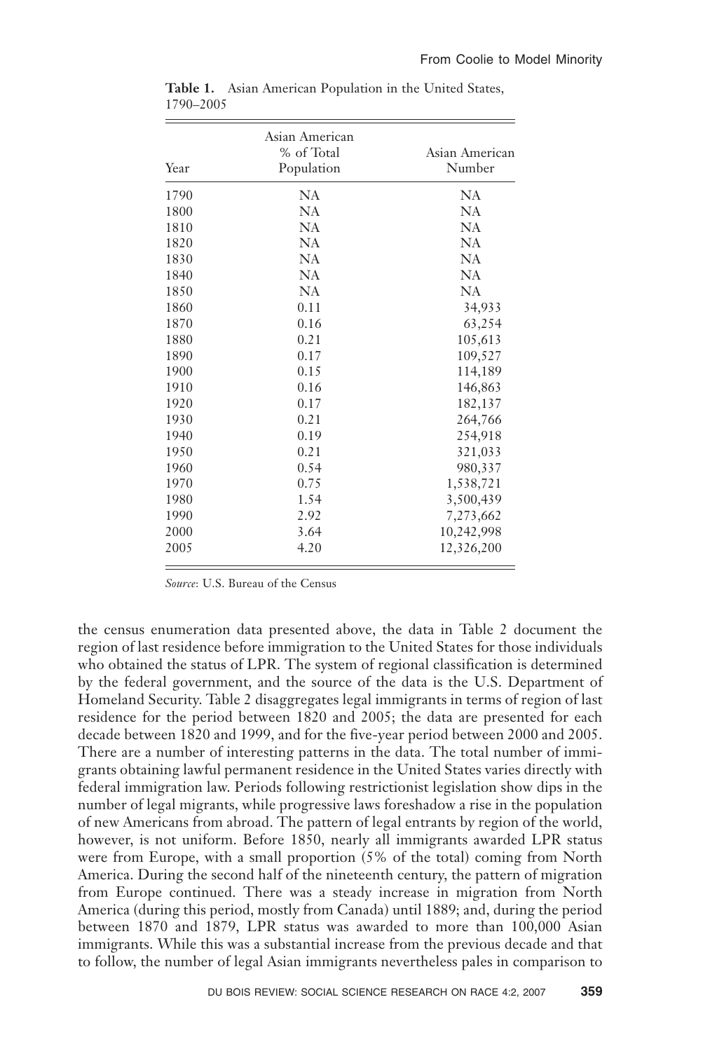**Table 1.** Asian American Population in the United States, 1790–2005

| Year | Asian American % of Total Population | Asian American Number |
|---|---|---|
| 1790 | NA | NA |
| 1800 | NA | NA |
| 1810 | NA | NA |
| 1820 | NA | NA |
| 1830 | NA | NA |
| 1840 | NA | NA |
| 1850 | NA | NA |
| 1860 | 0.11 | 34,933 |
| 1870 | 0.16 | 63,254 |
| 1880 | 0.21 | 105,613 |
| 1890 | 0.17 | 109,527 |
| 1900 | 0.15 | 114,189 |
| 1910 | 0.16 | 146,863 |
| 1920 | 0.17 | 182,137 |
| 1930 | 0.21 | 264,766 |
| 1940 | 0.19 | 254,918 |
| 1950 | 0.21 | 321,033 |
| 1960 | 0.54 | 980,337 |
| 1970 | 0.75 | 1,538,721 |
| 1980 | 1.54 | 3,500,439 |
| 1990 | 2.92 | 7,273,662 |
| 2000 | 3.64 | 10,242,998 |
| 2005 | 4.20 | 12,326,200 |

*Source*: U.S. Bureau of the Census

the census enumeration data presented above, the data in Table 2 document the region of last residence before immigration to the United States for those individuals who obtained the status of LPR. The system of regional classification is determined by the federal government, and the source of the data is the U.S. Department of Homeland Security. Table 2 disaggregates legal immigrants in terms of region of last residence for the period between 1820 and 2005; the data are presented for each decade between 1820 and 1999, and for the five-year period between 2000 and 2005. There are a number of interesting patterns in the data. The total number of immigrants obtaining lawful permanent residence in the United States varies directly with federal immigration law. Periods following restrictionist legislation show dips in the number of legal migrants, while progressive laws foreshadow a rise in the population of new Americans from abroad. The pattern of legal entrants by region of the world, however, is not uniform. Before 1850, nearly all immigrants awarded LPR status were from Europe, with a small proportion (5% of the total) coming from North America. During the second half of the nineteenth century, the pattern of migration from Europe continued. There was a steady increase in migration from North America (during this period, mostly from Canada) until 1889; and, during the period between 1870 and 1879, LPR status was awarded to more than 100,000 Asian immigrants. While this was a substantial increase from the previous decade and that to follow, the number of legal Asian immigrants nevertheless pales in comparison to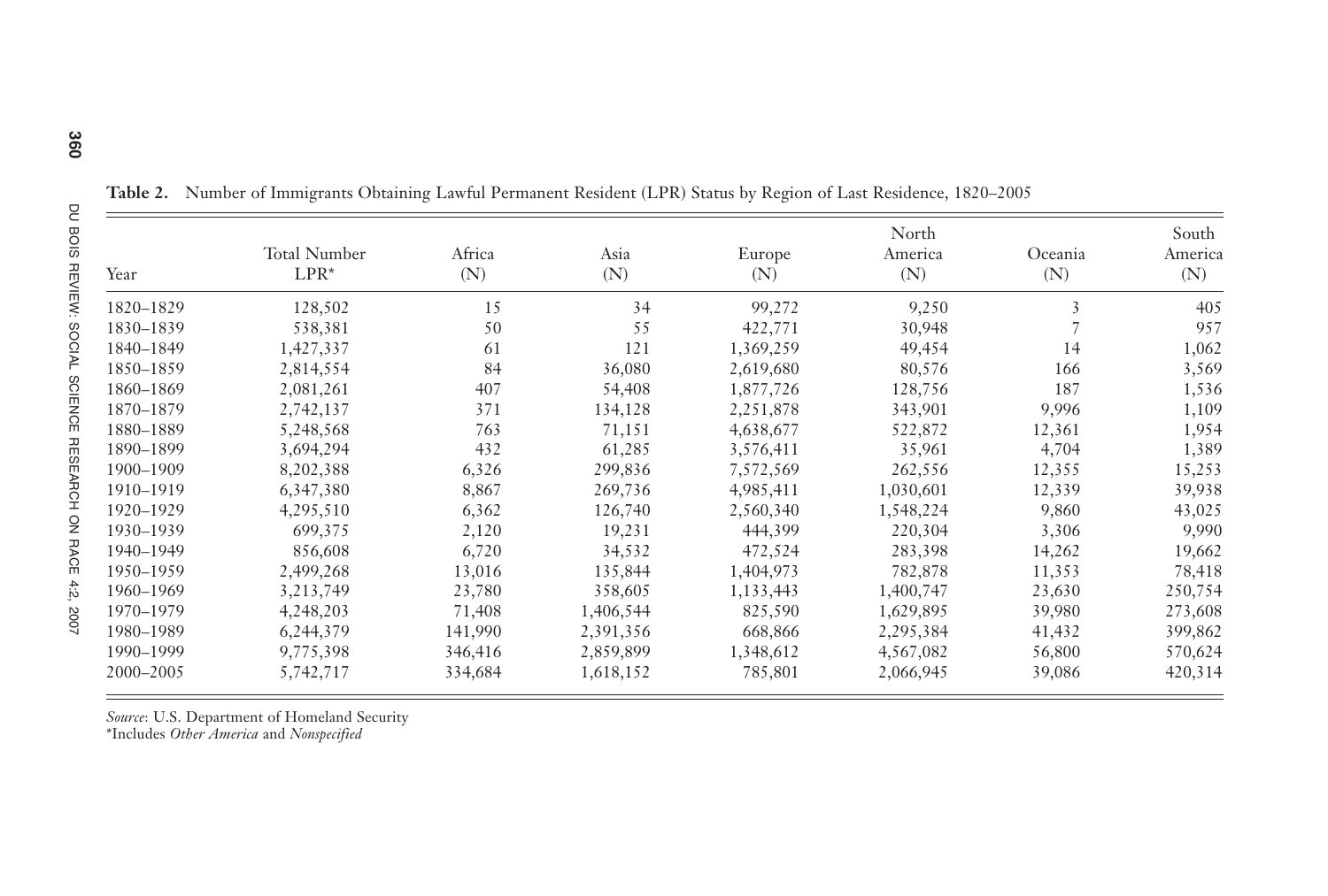**Table 2.** Number of Immigrants Obtaining Lawful Permanent Resident (LPR) Status by Region of Last Residence, 1820–2005

| Year | Total Number LPR* | Africa (N) | Asia (N) | Europe (N) | North America (N) | Oceania (N) | South America (N) |
|---|---|---|---|---|---|---|---|
| 1820–1829 | 128,502 | 15 | 34 | 99,272 | 9,250 | 3 | 405 |
| 1830–1839 | 538,381 | 50 | 55 | 422,771 | 30,948 | 7 | 957 |
| 1840–1849 | 1,427,337 | 61 | 121 | 1,369,259 | 49,454 | 14 | 1,062 |
| 1850–1859 | 2,814,554 | 84 | 36,080 | 2,619,680 | 80,576 | 166 | 3,569 |
| 1860–1869 | 2,081,261 | 407 | 54,408 | 1,877,726 | 128,756 | 187 | 1,536 |
| 1870–1879 | 2,742,137 | 371 | 134,128 | 2,251,878 | 343,901 | 9,996 | 1,109 |
| 1880–1889 | 5,248,568 | 763 | 71,151 | 4,638,677 | 522,872 | 12,361 | 1,954 |
| 1890–1899 | 3,694,294 | 432 | 61,285 | 3,576,411 | 35,961 | 4,704 | 1,389 |
| 1900–1909 | 8,202,388 | 6,326 | 299,836 | 7,572,569 | 262,556 | 12,355 | 15,253 |
| 1910–1919 | 6,347,380 | 8,867 | 269,736 | 4,985,411 | 1,030,601 | 12,339 | 39,938 |
| 1920–1929 | 4,295,510 | 6,362 | 126,740 | 2,560,340 | 1,548,224 | 9,860 | 43,025 |
| 1930–1939 | 699,375 | 2,120 | 19,231 | 444,399 | 220,304 | 3,306 | 9,990 |
| 1940–1949 | 856,608 | 6,720 | 34,532 | 472,524 | 283,398 | 14,262 | 19,662 |
| 1950–1959 | 2,499,268 | 13,016 | 135,844 | 1,404,973 | 782,878 | 11,353 | 78,418 |
| 1960–1969 | 3,213,749 | 23,780 | 358,605 | 1,133,443 | 1,400,747 | 23,630 | 250,754 |
| 1970–1979 | 4,248,203 | 71,408 | 1,406,544 | 825,590 | 1,629,895 | 39,980 | 273,608 |
| 1980–1989 | 6,244,379 | 141,990 | 2,391,356 | 668,866 | 2,295,384 | 41,432 | 399,862 |
| 1990–1999 | 9,775,398 | 346,416 | 2,859,899 | 1,348,612 | 4,567,082 | 56,800 | 570,624 |
| 2000–2005 | 5,742,717 | 334,684 | 1,618,152 | 785,801 | 2,066,945 | 39,086 | 420,314 |

*Source*: U.S. Department of Homeland Security
*Includes *Other America* and *Nonspecified*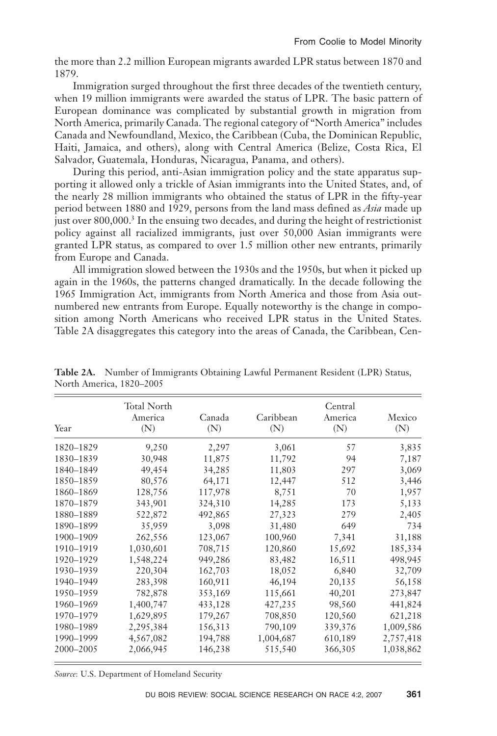the more than 2.2 million European migrants awarded LPR status between 1870 and 1879.

Immigration surged throughout the first three decades of the twentieth century, when 19 million immigrants were awarded the status of LPR. The basic pattern of European dominance was complicated by substantial growth in migration from North America, primarily Canada. The regional category of "North America" includes Canada and Newfoundland, Mexico, the Caribbean (Cuba, the Dominican Republic, Haiti, Jamaica, and others), along with Central America (Belize, Costa Rica, El Salvador, Guatemala, Honduras, Nicaragua, Panama, and others).

During this period, anti-Asian immigration policy and the state apparatus supporting it allowed only a trickle of Asian immigrants into the United States, and, of the nearly 28 million immigrants who obtained the status of LPR in the fifty-year period between 1880 and 1929, persons from the land mass defined as *Asia* made up just over 800,000.[3] In the ensuing two decades, and during the height of restrictionist policy against all racialized immigrants, just over 50,000 Asian immigrants were granted LPR status, as compared to over 1.5 million other new entrants, primarily from Europe and Canada.

All immigration slowed between the 1930s and the 1950s, but when it picked up again in the 1960s, the patterns changed dramatically. In the decade following the 1965 Immigration Act, immigrants from North America and those from Asia outnumbered new entrants from Europe. Equally noteworthy is the change in composition among North Americans who received LPR status in the United States. Table 2A disaggregates this category into the areas of Canada, the Caribbean, Cen-

**Table 2A.** Number of Immigrants Obtaining Lawful Permanent Resident (LPR) Status, North America, 1820–2005

| Year | Total North America (N) | Canada (N) | Caribbean (N) | Central America (N) | Mexico (N) |
|---|---|---|---|---|---|
| 1820–1829 | 9,250 | 2,297 | 3,061 | 57 | 3,835 |
| 1830–1839 | 30,948 | 11,875 | 11,792 | 94 | 7,187 |
| 1840–1849 | 49,454 | 34,285 | 11,803 | 297 | 3,069 |
| 1850–1859 | 80,576 | 64,171 | 12,447 | 512 | 3,446 |
| 1860–1869 | 128,756 | 117,978 | 8,751 | 70 | 1,957 |
| 1870–1879 | 343,901 | 324,310 | 14,285 | 173 | 5,133 |
| 1880–1889 | 522,872 | 492,865 | 27,323 | 279 | 2,405 |
| 1890–1899 | 35,959 | 3,098 | 31,480 | 649 | 734 |
| 1900–1909 | 262,556 | 123,067 | 100,960 | 7,341 | 31,188 |
| 1910–1919 | 1,030,601 | 708,715 | 120,860 | 15,692 | 185,334 |
| 1920–1929 | 1,548,224 | 949,286 | 83,482 | 16,511 | 498,945 |
| 1930–1939 | 220,304 | 162,703 | 18,052 | 6,840 | 32,709 |
| 1940–1949 | 283,398 | 160,911 | 46,194 | 20,135 | 56,158 |
| 1950–1959 | 782,878 | 353,169 | 115,661 | 40,201 | 273,847 |
| 1960–1969 | 1,400,747 | 433,128 | 427,235 | 98,560 | 441,824 |
| 1970–1979 | 1,629,895 | 179,267 | 708,850 | 120,560 | 621,218 |
| 1980–1989 | 2,295,384 | 156,313 | 790,109 | 339,376 | 1,009,586 |
| 1990–1999 | 4,567,082 | 194,788 | 1,004,687 | 610,189 | 2,757,418 |
| 2000–2005 | 2,066,945 | 146,238 | 515,540 | 366,305 | 1,038,862 |

*Source*: U.S. Department of Homeland Security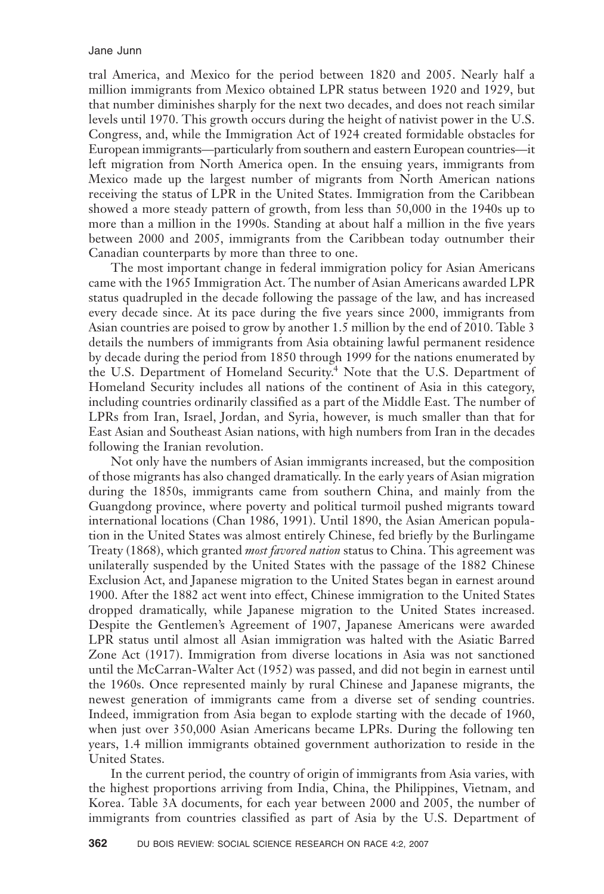tral America, and Mexico for the period between 1820 and 2005. Nearly half a million immigrants from Mexico obtained LPR status between 1920 and 1929, but that number diminishes sharply for the next two decades, and does not reach similar levels until 1970. This growth occurs during the height of nativist power in the U.S. Congress, and, while the Immigration Act of 1924 created formidable obstacles for European immigrants—particularly from southern and eastern European countries—it left migration from North America open. In the ensuing years, immigrants from Mexico made up the largest number of migrants from North American nations receiving the status of LPR in the United States. Immigration from the Caribbean showed a more steady pattern of growth, from less than 50,000 in the 1940s up to more than a million in the 1990s. Standing at about half a million in the five years between 2000 and 2005, immigrants from the Caribbean today outnumber their Canadian counterparts by more than three to one.

The most important change in federal immigration policy for Asian Americans came with the 1965 Immigration Act. The number of Asian Americans awarded LPR status quadrupled in the decade following the passage of the law, and has increased every decade since. At its pace during the five years since 2000, immigrants from Asian countries are poised to grow by another 1.5 million by the end of 2010. Table 3 details the numbers of immigrants from Asia obtaining lawful permanent residence by decade during the period from 1850 through 1999 for the nations enumerated by the U.S. Department of Homeland Security.[4] Note that the U.S. Department of Homeland Security includes all nations of the continent of Asia in this category, including countries ordinarily classified as a part of the Middle East. The number of LPRs from Iran, Israel, Jordan, and Syria, however, is much smaller than that for East Asian and Southeast Asian nations, with high numbers from Iran in the decades following the Iranian revolution.

Not only have the numbers of Asian immigrants increased, but the composition of those migrants has also changed dramatically. In the early years of Asian migration during the 1850s, immigrants came from southern China, and mainly from the Guangdong province, where poverty and political turmoil pushed migrants toward international locations (Chan 1986, 1991). Until 1890, the Asian American population in the United States was almost entirely Chinese, fed briefly by the Burlingame Treaty (1868), which granted *most favored nation* status to China. This agreement was unilaterally suspended by the United States with the passage of the 1882 Chinese Exclusion Act, and Japanese migration to the United States began in earnest around 1900. After the 1882 act went into effect, Chinese immigration to the United States dropped dramatically, while Japanese migration to the United States increased. Despite the Gentlemen's Agreement of 1907, Japanese Americans were awarded LPR status until almost all Asian immigration was halted with the Asiatic Barred Zone Act (1917). Immigration from diverse locations in Asia was not sanctioned until the McCarran-Walter Act (1952) was passed, and did not begin in earnest until the 1960s. Once represented mainly by rural Chinese and Japanese migrants, the newest generation of immigrants came from a diverse set of sending countries. Indeed, immigration from Asia began to explode starting with the decade of 1960, when just over 350,000 Asian Americans became LPRs. During the following ten years, 1.4 million immigrants obtained government authorization to reside in the United States.

In the current period, the country of origin of immigrants from Asia varies, with the highest proportions arriving from India, China, the Philippines, Vietnam, and Korea. Table 3A documents, for each year between 2000 and 2005, the number of immigrants from countries classified as part of Asia by the U.S. Department of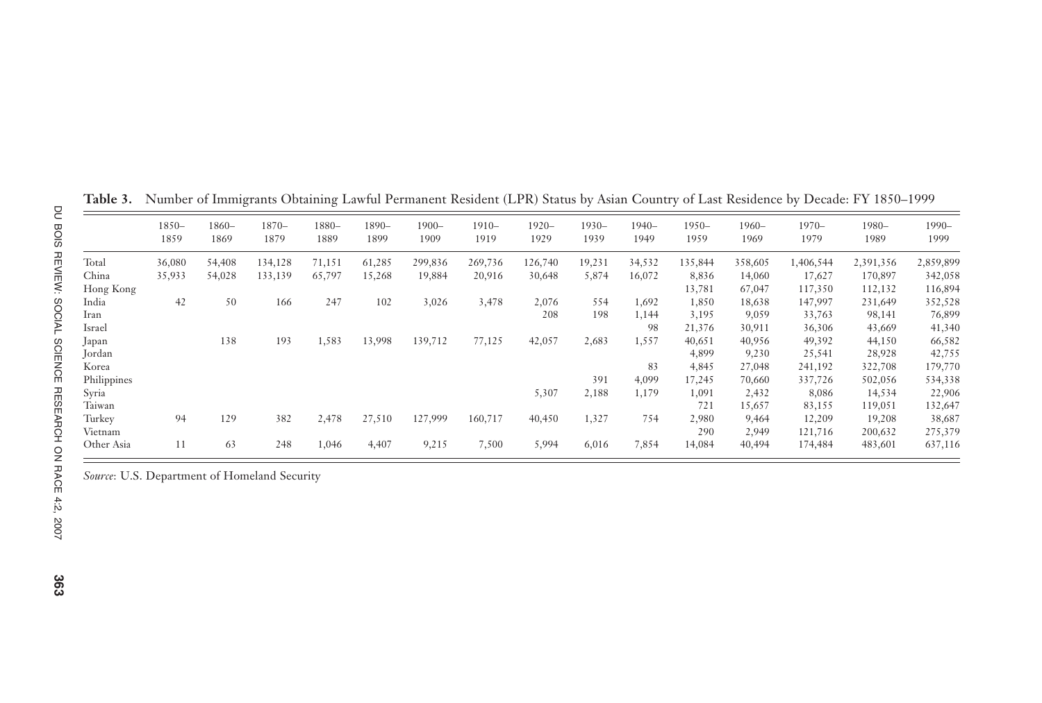**Table 3.** Number of Immigrants Obtaining Lawful Permanent Resident (LPR) Status by Asian Country of Last Residence by Decade: FY 1850–1999

| | 1850–1859 | 1860–1869 | 1870–1879 | 1880–1889 | 1890–1899 | 1900–1909 | 1910–1919 | 1920–1929 | 1930–1939 | 1940–1949 | 1950–1959 | 1960–1969 | 1970–1979 | 1980–1989 | 1990–1999 |
|---|---|---|---|---|---|---|---|---|---|---|---|---|---|---|---|
| Total | 36,080 | 54,408 | 134,128 | 71,151 | 61,285 | 299,836 | 269,736 | 126,740 | 19,231 | 34,532 | 135,844 | 358,605 | 1,406,544 | 2,391,356 | 2,859,899 |
| China | 35,933 | 54,028 | 133,139 | 65,797 | 15,268 | 19,884 | 20,916 | 30,648 | 5,874 | 16,072 | 8,836 | 14,060 | 17,627 | 170,897 | 342,058 |
| Hong Kong | | | | | | | | | | | 13,781 | 67,047 | 117,350 | 112,132 | 116,894 |
| India | 42 | 50 | 166 | 247 | 102 | 3,026 | 3,478 | 2,076 | 554 | 1,692 | 1,850 | 18,638 | 147,997 | 231,649 | 352,528 |
| Iran | | | | | | | | 208 | 198 | 1,144 | 3,195 | 9,059 | 33,763 | 98,141 | 76,899 |
| Israel | | | | | | | | | | 98 | 21,376 | 30,911 | 36,306 | 43,669 | 41,340 |
| Japan | | 138 | 193 | 1,583 | 13,998 | 139,712 | 77,125 | 42,057 | 2,683 | 1,557 | 40,651 | 40,956 | 49,392 | 44,150 | 66,582 |
| Jordan | | | | | | | | | | | 4,899 | 9,230 | 25,541 | 28,928 | 42,755 |
| Korea | | | | | | | | | | 83 | 4,845 | 27,048 | 241,192 | 322,708 | 179,770 |
| Philippines | | | | | | | | | 391 | 4,099 | 17,245 | 70,660 | 337,726 | 502,056 | 534,338 |
| Syria | | | | | | | | 5,307 | 2,188 | 1,179 | 1,091 | 2,432 | 8,086 | 14,534 | 22,906 |
| Taiwan | | | | | | | | | | | 721 | 15,657 | 83,155 | 119,051 | 132,647 |
| Turkey | 94 | 129 | 382 | 2,478 | 27,510 | 127,999 | 160,717 | 40,450 | 1,327 | 754 | 2,980 | 9,464 | 12,209 | 19,208 | 38,687 |
| Vietnam | | | | | | | | | | | 290 | 2,949 | 121,716 | 200,632 | 275,379 |
| Other Asia | 11 | 63 | 248 | 1,046 | 4,407 | 9,215 | 7,500 | 5,994 | 6,016 | 7,854 | 14,084 | 40,494 | 174,484 | 483,601 | 637,116 |

*Source*: U.S. Department of Homeland Security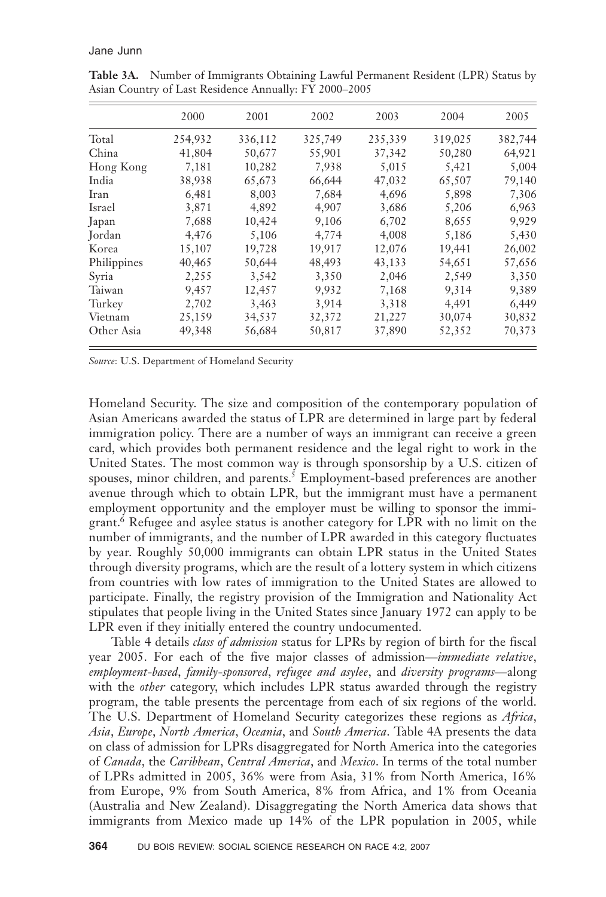**Table 3A.** Number of Immigrants Obtaining Lawful Permanent Resident (LPR) Status by Asian Country of Last Residence Annually: FY 2000–2005

| | 2000 | 2001 | 2002 | 2003 | 2004 | 2005 |
|---|---|---|---|---|---|---|
| Total | 254,932 | 336,112 | 325,749 | 235,339 | 319,025 | 382,744 |
| China | 41,804 | 50,677 | 55,901 | 37,342 | 50,280 | 64,921 |
| Hong Kong | 7,181 | 10,282 | 7,938 | 5,015 | 5,421 | 5,004 |
| India | 38,938 | 65,673 | 66,644 | 47,032 | 65,507 | 79,140 |
| Iran | 6,481 | 8,003 | 7,684 | 4,696 | 5,898 | 7,306 |
| Israel | 3,871 | 4,892 | 4,907 | 3,686 | 5,206 | 6,963 |
| Japan | 7,688 | 10,424 | 9,106 | 6,702 | 8,655 | 9,929 |
| Jordan | 4,476 | 5,106 | 4,774 | 4,008 | 5,186 | 5,430 |
| Korea | 15,107 | 19,728 | 19,917 | 12,076 | 19,441 | 26,002 |
| Philippines | 40,465 | 50,644 | 48,493 | 43,133 | 54,651 | 57,656 |
| Syria | 2,255 | 3,542 | 3,350 | 2,046 | 2,549 | 3,350 |
| Taiwan | 9,457 | 12,457 | 9,932 | 7,168 | 9,314 | 9,389 |
| Turkey | 2,702 | 3,463 | 3,914 | 3,318 | 4,491 | 6,449 |
| Vietnam | 25,159 | 34,537 | 32,372 | 21,227 | 30,074 | 30,832 |
| Other Asia | 49,348 | 56,684 | 50,817 | 37,890 | 52,352 | 70,373 |

*Source*: U.S. Department of Homeland Security

Homeland Security. The size and composition of the contemporary population of Asian Americans awarded the status of LPR are determined in large part by federal immigration policy. There are a number of ways an immigrant can receive a green card, which provides both permanent residence and the legal right to work in the United States. The most common way is through sponsorship by a U.S. citizen of spouses, minor children, and parents.[5] Employment-based preferences are another avenue through which to obtain LPR, but the immigrant must have a permanent employment opportunity and the employer must be willing to sponsor the immigrant.[6] Refugee and asylee status is another category for LPR with no limit on the number of immigrants, and the number of LPR awarded in this category fluctuates by year. Roughly 50,000 immigrants can obtain LPR status in the United States through diversity programs, which are the result of a lottery system in which citizens from countries with low rates of immigration to the United States are allowed to participate. Finally, the registry provision of the Immigration and Nationality Act stipulates that people living in the United States since January 1972 can apply to be LPR even if they initially entered the country undocumented.

Table 4 details *class of admission* status for LPRs by region of birth for the fiscal year 2005. For each of the five major classes of admission—*immediate relative*, *employment-based*, *family-sponsored*, *refugee and asylee*, and *diversity programs*—along with the *other* category, which includes LPR status awarded through the registry program, the table presents the percentage from each of six regions of the world. The U.S. Department of Homeland Security categorizes these regions as *Africa*, *Asia*, *Europe*, *North America*, *Oceania*, and *South America*. Table 4A presents the data on class of admission for LPRs disaggregated for North America into the categories of *Canada*, the *Caribbean*, *Central America*, and *Mexico*. In terms of the total number of LPRs admitted in 2005, 36% were from Asia, 31% from North America, 16% from Europe, 9% from South America, 8% from Africa, and 1% from Oceania (Australia and New Zealand). Disaggregating the North America data shows that immigrants from Mexico made up 14% of the LPR population in 2005, while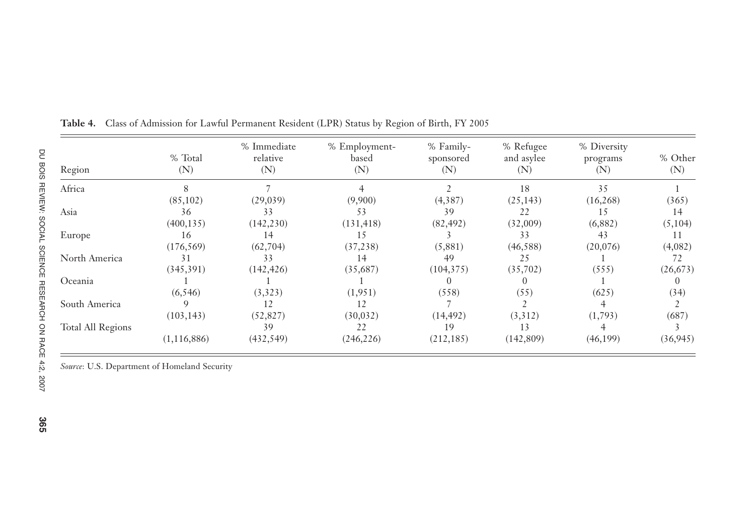**Table 4.** Class of Admission for Lawful Permanent Resident (LPR) Status by Region of Birth, FY 2005

| Region | % Total (N) | % Immediate relative (N) | % Employment-based (N) | % Family-sponsored (N) | % Refugee and asylee (N) | % Diversity programs (N) | % Other (N) |
|---|---|---|---|---|---|---|---|
| Africa | 8 | 7 | 4 | 2 | 18 | 35 | 1 |
| | (85,102) | (29,039) | (9,900) | (4,387) | (25,143) | (16,268) | (365) |
| Asia | 36 | 33 | 53 | 39 | 22 | 15 | 14 |
| | (400,135) | (142,230) | (131,418) | (82,492) | (32,009) | (6,882) | (5,104) |
| Europe | 16 | 14 | 15 | 3 | 33 | 43 | 11 |
| | (176,569) | (62,704) | (37,238) | (5,881) | (46,588) | (20,076) | (4,082) |
| North America | 31 | 33 | 14 | 49 | 25 | 1 | 72 |
| | (345,391) | (142,426) | (35,687) | (104,375) | (35,702) | (555) | (26,673) |
| Oceania | 1 | 1 | 1 | 0 | 0 | 1 | 0 |
| | (6,546) | (3,323) | (1,951) | (558) | (55) | (625) | (34) |
| South America | 9 | 12 | 12 | 7 | 2 | 4 | 2 |
| | (103,143) | (52,827) | (30,032) | (14,492) | (3,312) | (1,793) | (687) |
| Total All Regions | | 39 | 22 | 19 | 13 | 4 | 3 |
| | (1,116,886) | (432,549) | (246,226) | (212,185) | (142,809) | (46,199) | (36,945) |

*Source*: U.S. Department of Homeland Security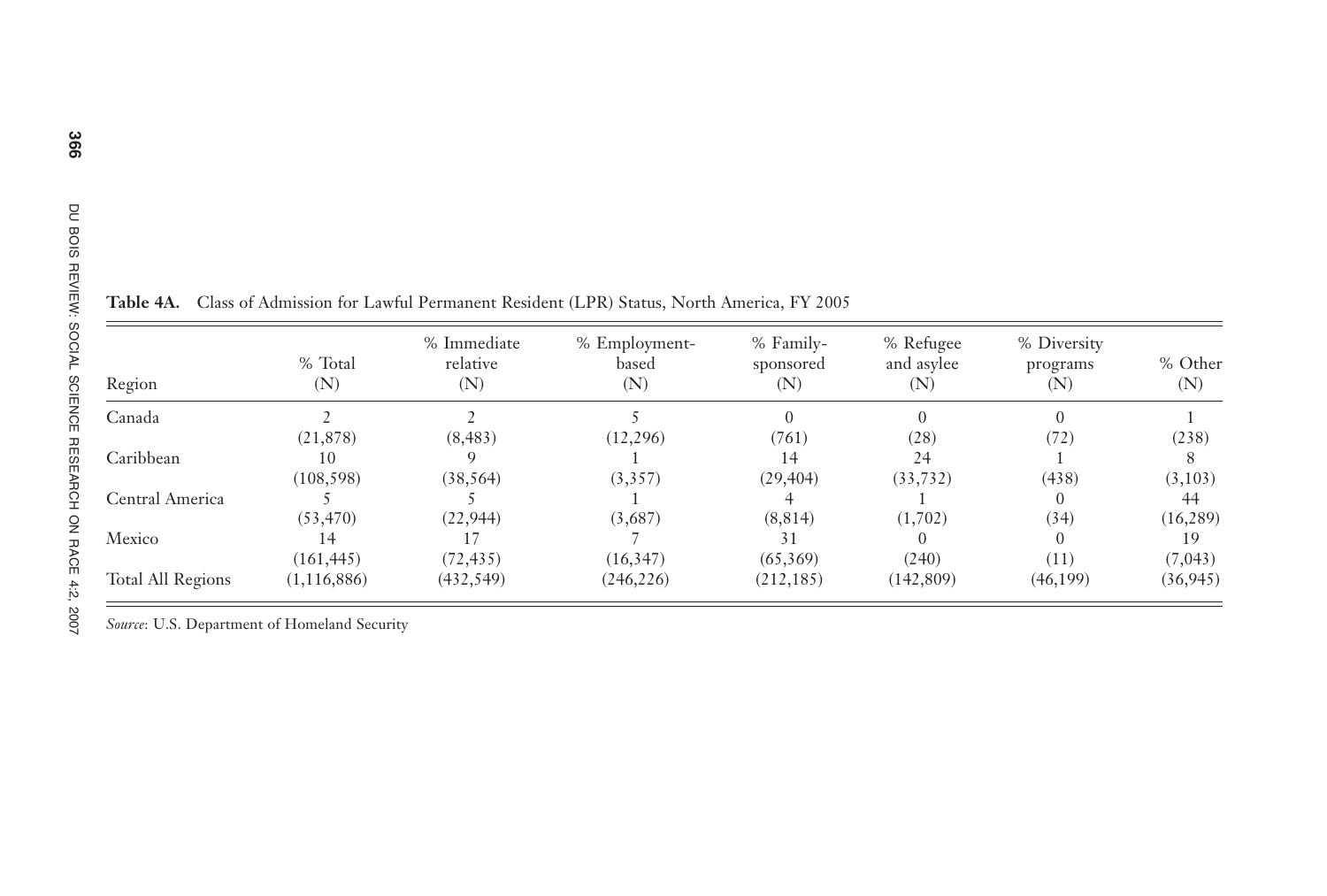**Table 4A.** Class of Admission for Lawful Permanent Resident (LPR) Status, North America, FY 2005

| Region | % Total (N) | % Immediate relative (N) | % Employment-based (N) | % Family-sponsored (N) | % Refugee and asylee (N) | % Diversity programs (N) | % Other (N) |
|---|---|---|---|---|---|---|---|
| Canada | 2 | 2 | 5 | 0 | 0 | 0 | 1 |
| | (21,878) | (8,483) | (12,296) | (761) | (28) | (72) | (238) |
| Caribbean | 10 | 9 | 1 | 14 | 24 | 1 | 8 |
| | (108,598) | (38,564) | (3,357) | (29,404) | (33,732) | (438) | (3,103) |
| Central America | 5 | 5 | 1 | 4 | 1 | 0 | 44 |
| | (53,470) | (22,944) | (3,687) | (8,814) | (1,702) | (34) | (16,289) |
| Mexico | 14 | 17 | 7 | 31 | 0 | 0 | 19 |
| | (161,445) | (72,435) | (16,347) | (65,369) | (240) | (11) | (7,043) |
| Total All Regions | (1,116,886) | (432,549) | (246,226) | (212,185) | (142,809) | (46,199) | (36,945) |

*Source*: U.S. Department of Homeland Security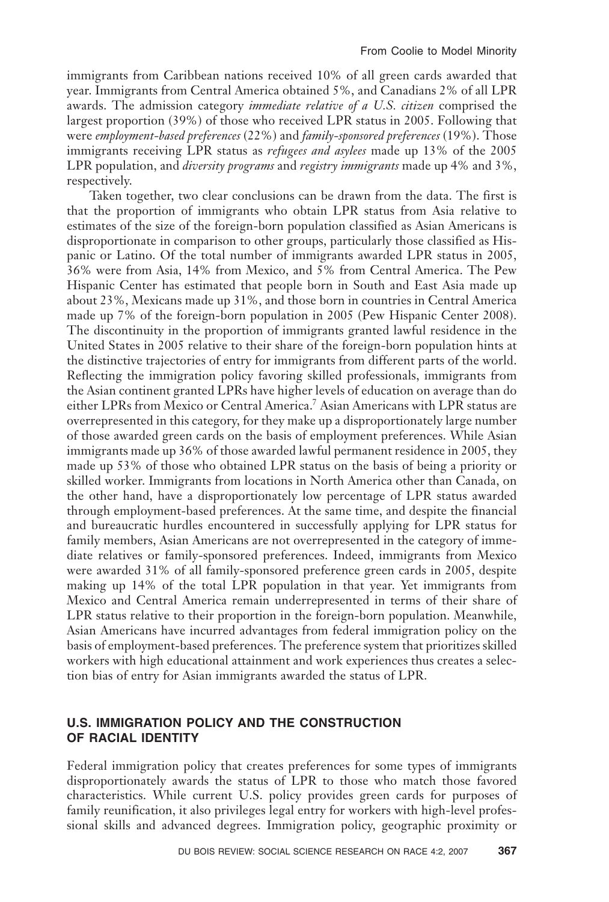immigrants from Caribbean nations received 10% of all green cards awarded that year. Immigrants from Central America obtained 5%, and Canadians 2% of all LPR awards. The admission category *immediate relative of a U.S. citizen* comprised the largest proportion (39%) of those who received LPR status in 2005. Following that were *employment-based preferences* (22%) and *family-sponsored preferences* (19%). Those immigrants receiving LPR status as *refugees and asylees* made up 13% of the 2005 LPR population, and *diversity programs* and *registry immigrants* made up 4% and 3%, respectively.

Taken together, two clear conclusions can be drawn from the data. The first is that the proportion of immigrants who obtain LPR status from Asia relative to estimates of the size of the foreign-born population classified as Asian Americans is disproportionate in comparison to other groups, particularly those classified as Hispanic or Latino. Of the total number of immigrants awarded LPR status in 2005, 36% were from Asia, 14% from Mexico, and 5% from Central America. The Pew Hispanic Center has estimated that people born in South and East Asia made up about 23%, Mexicans made up 31%, and those born in countries in Central America made up 7% of the foreign-born population in 2005 (Pew Hispanic Center 2008). The discontinuity in the proportion of immigrants granted lawful residence in the United States in 2005 relative to their share of the foreign-born population hints at the distinctive trajectories of entry for immigrants from different parts of the world. Reflecting the immigration policy favoring skilled professionals, immigrants from the Asian continent granted LPRs have higher levels of education on average than do either LPRs from Mexico or Central America.[7] Asian Americans with LPR status are overrepresented in this category, for they make up a disproportionately large number of those awarded green cards on the basis of employment preferences. While Asian immigrants made up 36% of those awarded lawful permanent residence in 2005, they made up 53% of those who obtained LPR status on the basis of being a priority or skilled worker. Immigrants from locations in North America other than Canada, on the other hand, have a disproportionately low percentage of LPR status awarded through employment-based preferences. At the same time, and despite the financial and bureaucratic hurdles encountered in successfully applying for LPR status for family members, Asian Americans are not overrepresented in the category of immediate relatives or family-sponsored preferences. Indeed, immigrants from Mexico were awarded 31% of all family-sponsored preference green cards in 2005, despite making up 14% of the total LPR population in that year. Yet immigrants from Mexico and Central America remain underrepresented in terms of their share of LPR status relative to their proportion in the foreign-born population. Meanwhile, Asian Americans have incurred advantages from federal immigration policy on the basis of employment-based preferences. The preference system that prioritizes skilled workers with high educational attainment and work experiences thus creates a selection bias of entry for Asian immigrants awarded the status of LPR.

## U.S. IMMIGRATION POLICY AND THE CONSTRUCTION OF RACIAL IDENTITY

Federal immigration policy that creates preferences for some types of immigrants disproportionately awards the status of LPR to those who match those favored characteristics. While current U.S. policy provides green cards for purposes of family reunification, it also privileges legal entry for workers with high-level professional skills and advanced degrees. Immigration policy, geographic proximity or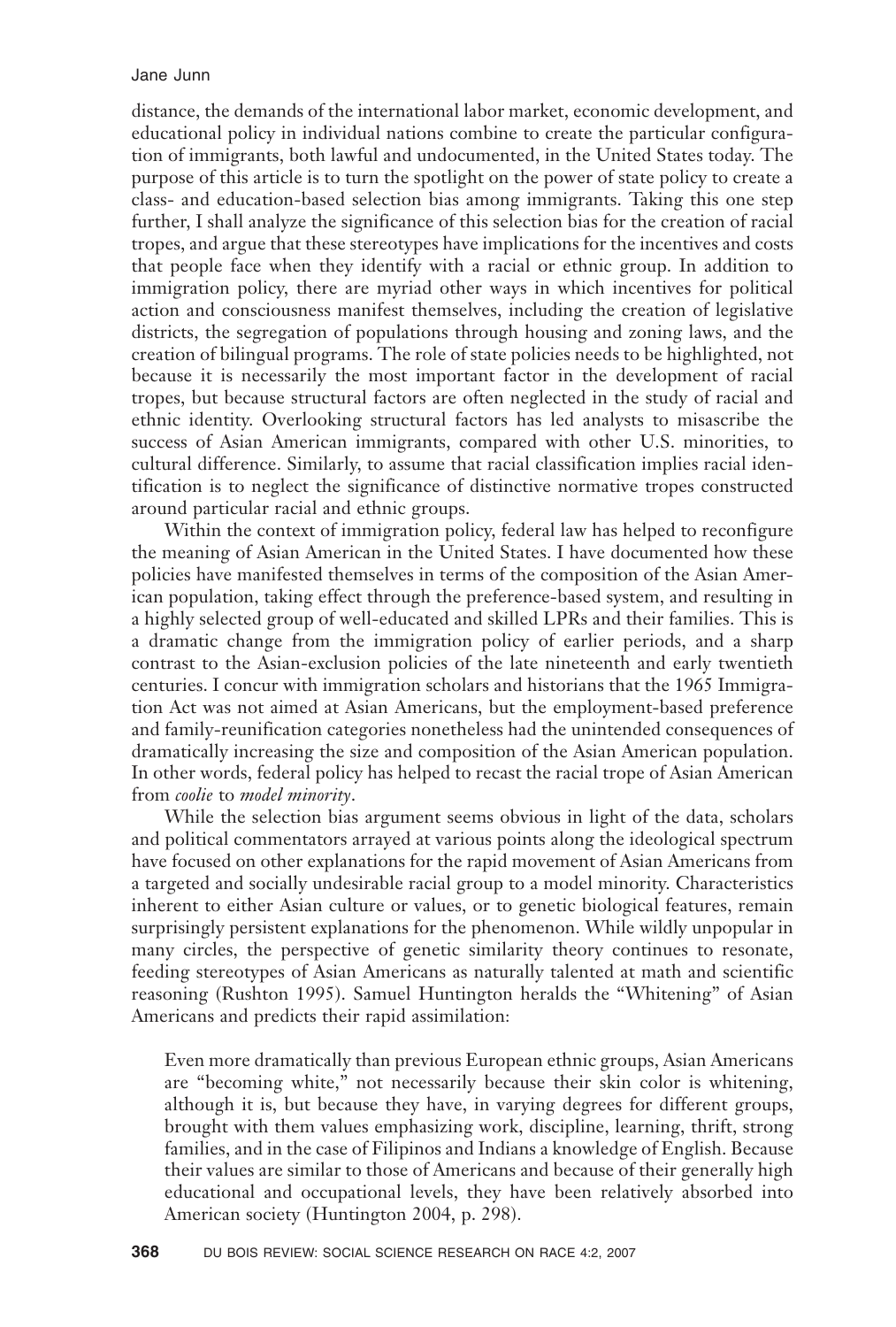distance, the demands of the international labor market, economic development, and educational policy in individual nations combine to create the particular configuration of immigrants, both lawful and undocumented, in the United States today. The purpose of this article is to turn the spotlight on the power of state policy to create a class- and education-based selection bias among immigrants. Taking this one step further, I shall analyze the significance of this selection bias for the creation of racial tropes, and argue that these stereotypes have implications for the incentives and costs that people face when they identify with a racial or ethnic group. In addition to immigration policy, there are myriad other ways in which incentives for political action and consciousness manifest themselves, including the creation of legislative districts, the segregation of populations through housing and zoning laws, and the creation of bilingual programs. The role of state policies needs to be highlighted, not because it is necessarily the most important factor in the development of racial tropes, but because structural factors are often neglected in the study of racial and ethnic identity. Overlooking structural factors has led analysts to misascribe the success of Asian American immigrants, compared with other U.S. minorities, to cultural difference. Similarly, to assume that racial classification implies racial identification is to neglect the significance of distinctive normative tropes constructed around particular racial and ethnic groups.

Within the context of immigration policy, federal law has helped to reconfigure the meaning of Asian American in the United States. I have documented how these policies have manifested themselves in terms of the composition of the Asian American population, taking effect through the preference-based system, and resulting in a highly selected group of well-educated and skilled LPRs and their families. This is a dramatic change from the immigration policy of earlier periods, and a sharp contrast to the Asian-exclusion policies of the late nineteenth and early twentieth centuries. I concur with immigration scholars and historians that the 1965 Immigration Act was not aimed at Asian Americans, but the employment-based preference and family-reunification categories nonetheless had the unintended consequences of dramatically increasing the size and composition of the Asian American population. In other words, federal policy has helped to recast the racial trope of Asian American from *coolie* to *model minority*.

While the selection bias argument seems obvious in light of the data, scholars and political commentators arrayed at various points along the ideological spectrum have focused on other explanations for the rapid movement of Asian Americans from a targeted and socially undesirable racial group to a model minority. Characteristics inherent to either Asian culture or values, or to genetic biological features, remain surprisingly persistent explanations for the phenomenon. While wildly unpopular in many circles, the perspective of genetic similarity theory continues to resonate, feeding stereotypes of Asian Americans as naturally talented at math and scientific reasoning (Rushton 1995). Samuel Huntington heralds the "Whitening" of Asian Americans and predicts their rapid assimilation:

> Even more dramatically than previous European ethnic groups, Asian Americans are "becoming white," not necessarily because their skin color is whitening, although it is, but because they have, in varying degrees for different groups, brought with them values emphasizing work, discipline, learning, thrift, strong families, and in the case of Filipinos and Indians a knowledge of English. Because their values are similar to those of Americans and because of their generally high educational and occupational levels, they have been relatively absorbed into American society (Huntington 2004, p. 298).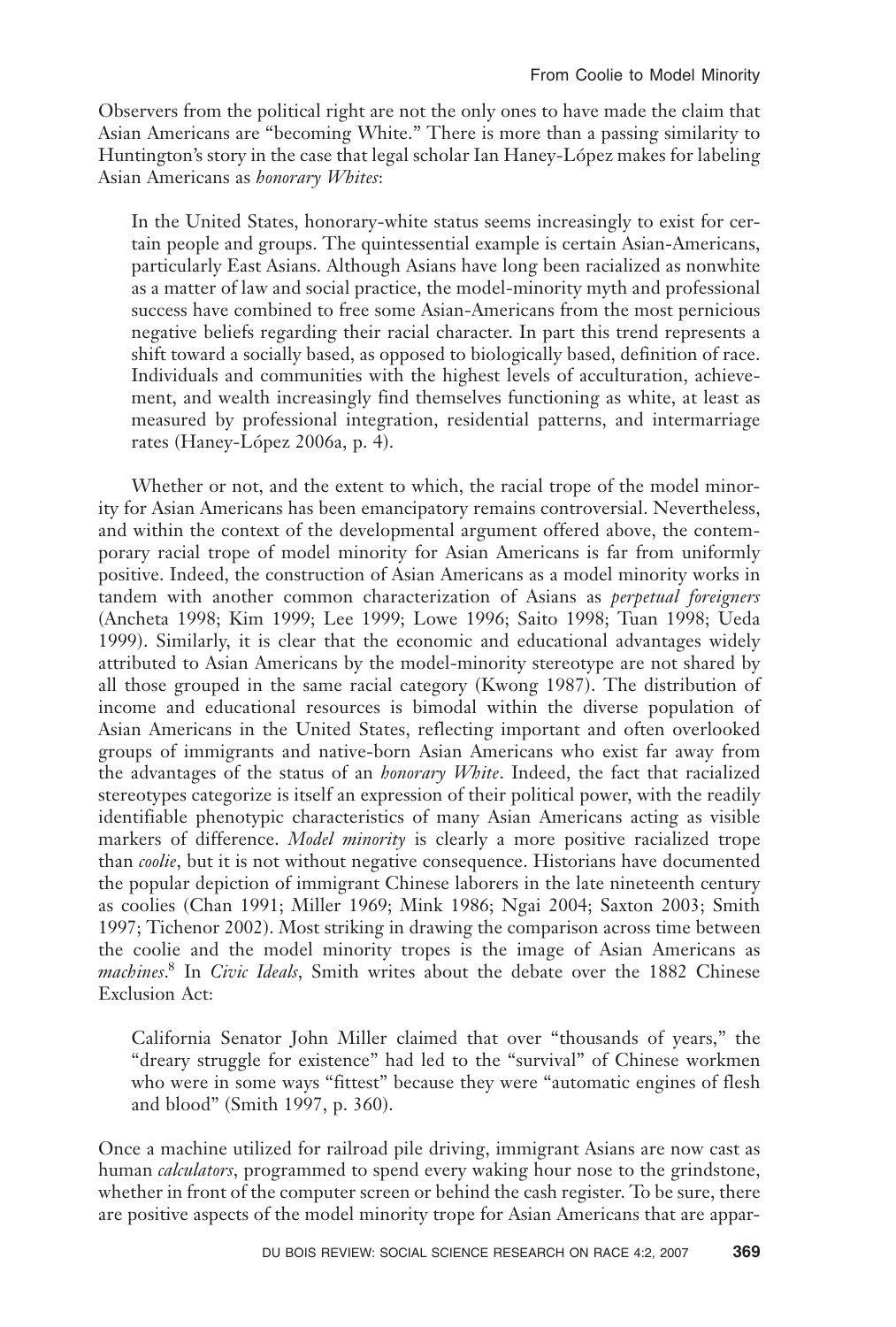Observers from the political right are not the only ones to have made the claim that Asian Americans are "becoming White." There is more than a passing similarity to Huntington's story in the case that legal scholar Ian Haney-López makes for labeling Asian Americans as *honorary Whites*:

> In the United States, honorary-white status seems increasingly to exist for certain people and groups. The quintessential example is certain Asian-Americans, particularly East Asians. Although Asians have long been racialized as nonwhite as a matter of law and social practice, the model-minority myth and professional success have combined to free some Asian-Americans from the most pernicious negative beliefs regarding their racial character. In part this trend represents a shift toward a socially based, as opposed to biologically based, definition of race. Individuals and communities with the highest levels of acculturation, achievement, and wealth increasingly find themselves functioning as white, at least as measured by professional integration, residential patterns, and intermarriage rates (Haney-López 2006a, p. 4).

Whether or not, and the extent to which, the racial trope of the model minority for Asian Americans has been emancipatory remains controversial. Nevertheless, and within the context of the developmental argument offered above, the contemporary racial trope of model minority for Asian Americans is far from uniformly positive. Indeed, the construction of Asian Americans as a model minority works in tandem with another common characterization of Asians as *perpetual foreigners* (Ancheta 1998; Kim 1999; Lee 1999; Lowe 1996; Saito 1998; Tuan 1998; Ueda 1999). Similarly, it is clear that the economic and educational advantages widely attributed to Asian Americans by the model-minority stereotype are not shared by all those grouped in the same racial category (Kwong 1987). The distribution of income and educational resources is bimodal within the diverse population of Asian Americans in the United States, reflecting important and often overlooked groups of immigrants and native-born Asian Americans who exist far away from the advantages of the status of an *honorary White*. Indeed, the fact that racialized stereotypes categorize is itself an expression of their political power, with the readily identifiable phenotypic characteristics of many Asian Americans acting as visible markers of difference. *Model minority* is clearly a more positive racialized trope than *coolie*, but it is not without negative consequence. Historians have documented the popular depiction of immigrant Chinese laborers in the late nineteenth century as coolies (Chan 1991; Miller 1969; Mink 1986; Ngai 2004; Saxton 2003; Smith 1997; Tichenor 2002). Most striking in drawing the comparison across time between the coolie and the model minority tropes is the image of Asian Americans as *machines*.[8] In *Civic Ideals*, Smith writes about the debate over the 1882 Chinese Exclusion Act:

> California Senator John Miller claimed that over "thousands of years," the "dreary struggle for existence" had led to the "survival" of Chinese workmen who were in some ways "fittest" because they were "automatic engines of flesh and blood" (Smith 1997, p. 360).

Once a machine utilized for railroad pile driving, immigrant Asians are now cast as human *calculators*, programmed to spend every waking hour nose to the grindstone, whether in front of the computer screen or behind the cash register. To be sure, there are positive aspects of the model minority trope for Asian Americans that are appar-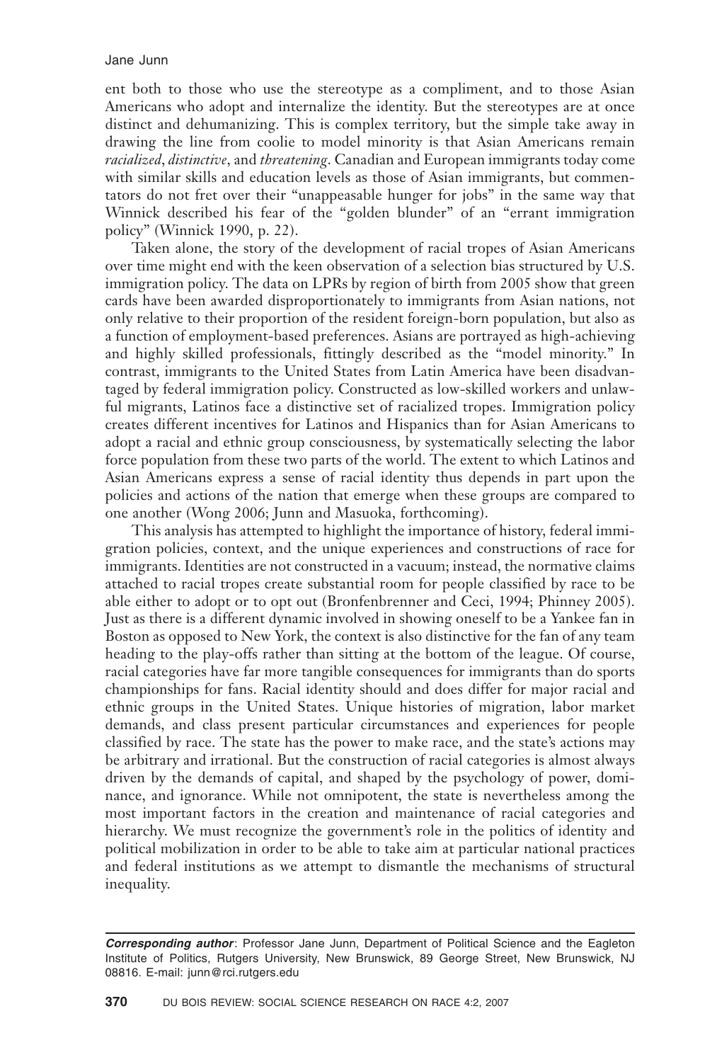ent both to those who use the stereotype as a compliment, and to those Asian Americans who adopt and internalize the identity. But the stereotypes are at once distinct and dehumanizing. This is complex territory, but the simple take away in drawing the line from coolie to model minority is that Asian Americans remain *racialized*, *distinctive*, and *threatening*. Canadian and European immigrants today come with similar skills and education levels as those of Asian immigrants, but commentators do not fret over their "unappeasable hunger for jobs" in the same way that Winnick described his fear of the "golden blunder" of an "errant immigration policy" (Winnick 1990, p. 22).

Taken alone, the story of the development of racial tropes of Asian Americans over time might end with the keen observation of a selection bias structured by U.S. immigration policy. The data on LPRs by region of birth from 2005 show that green cards have been awarded disproportionately to immigrants from Asian nations, not only relative to their proportion of the resident foreign-born population, but also as a function of employment-based preferences. Asians are portrayed as high-achieving and highly skilled professionals, fittingly described as the "model minority." In contrast, immigrants to the United States from Latin America have been disadvantaged by federal immigration policy. Constructed as low-skilled workers and unlawful migrants, Latinos face a distinctive set of racialized tropes. Immigration policy creates different incentives for Latinos and Hispanics than for Asian Americans to adopt a racial and ethnic group consciousness, by systematically selecting the labor force population from these two parts of the world. The extent to which Latinos and Asian Americans express a sense of racial identity thus depends in part upon the policies and actions of the nation that emerge when these groups are compared to one another (Wong 2006; Junn and Masuoka, forthcoming).

This analysis has attempted to highlight the importance of history, federal immigration policies, context, and the unique experiences and constructions of race for immigrants. Identities are not constructed in a vacuum; instead, the normative claims attached to racial tropes create substantial room for people classified by race to be able either to adopt or to opt out (Bronfenbrenner and Ceci, 1994; Phinney 2005). Just as there is a different dynamic involved in showing oneself to be a Yankee fan in Boston as opposed to New York, the context is also distinctive for the fan of any team heading to the play-offs rather than sitting at the bottom of the league. Of course, racial categories have far more tangible consequences for immigrants than do sports championships for fans. Racial identity should and does differ for major racial and ethnic groups in the United States. Unique histories of migration, labor market demands, and class present particular circumstances and experiences for people classified by race. The state has the power to make race, and the state's actions may be arbitrary and irrational. But the construction of racial categories is almost always driven by the demands of capital, and shaped by the psychology of power, dominance, and ignorance. While not omnipotent, the state is nevertheless among the most important factors in the creation and maintenance of racial categories and hierarchy. We must recognize the government's role in the politics of identity and political mobilization in order to be able to take aim at particular national practices and federal institutions as we attempt to dismantle the mechanisms of structural inequality.

***Corresponding author***: Professor Jane Junn, Department of Political Science and the Eagleton Institute of Politics, Rutgers University, New Brunswick, 89 George Street, New Brunswick, NJ 08816. E-mail: junn@rci.rutgers.edu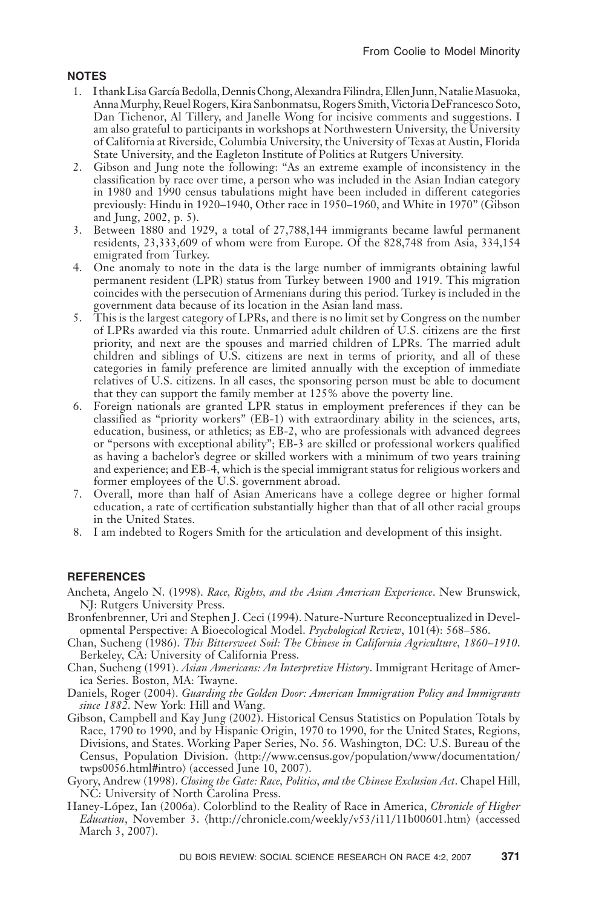## NOTES

1. I thank Lisa García Bedolla, Dennis Chong, Alexandra Filindra, Ellen Junn, Natalie Masuoka, Anna Murphy, Reuel Rogers, Kira Sanbonmatsu, Rogers Smith, Victoria DeFrancesco Soto, Dan Tichenor, Al Tillery, and Janelle Wong for incisive comments and suggestions. I am also grateful to participants in workshops at Northwestern University, the University of California at Riverside, Columbia University, the University of Texas at Austin, Florida State University, and the Eagleton Institute of Politics at Rutgers University.
2. Gibson and Jung note the following: "As an extreme example of inconsistency in the classification by race over time, a person who was included in the Asian Indian category in 1980 and 1990 census tabulations might have been included in different categories previously: Hindu in 1920–1940, Other race in 1950–1960, and White in 1970" (Gibson and Jung, 2002, p. 5).
3. Between 1880 and 1929, a total of 27,788,144 immigrants became lawful permanent residents, 23,333,609 of whom were from Europe. Of the 828,748 from Asia, 334,154 emigrated from Turkey.
4. One anomaly to note in the data is the large number of immigrants obtaining lawful permanent resident (LPR) status from Turkey between 1900 and 1919. This migration coincides with the persecution of Armenians during this period. Turkey is included in the government data because of its location in the Asian land mass.
5. This is the largest category of LPRs, and there is no limit set by Congress on the number of LPRs awarded via this route. Unmarried adult children of U.S. citizens are the first priority, and next are the spouses and married children of LPRs. The married adult children and siblings of U.S. citizens are next in terms of priority, and all of these categories in family preference are limited annually with the exception of immediate relatives of U.S. citizens. In all cases, the sponsoring person must be able to document that they can support the family member at 125% above the poverty line.
6. Foreign nationals are granted LPR status in employment preferences if they can be classified as "priority workers" (EB-1) with extraordinary ability in the sciences, arts, education, business, or athletics; as EB-2, who are professionals with advanced degrees or "persons with exceptional ability"; EB-3 are skilled or professional workers qualified as having a bachelor's degree or skilled workers with a minimum of two years training and experience; and EB-4, which is the special immigrant status for religious workers and former employees of the U.S. government abroad.
7. Overall, more than half of Asian Americans have a college degree or higher formal education, a rate of certification substantially higher than that of all other racial groups in the United States.
8. I am indebted to Rogers Smith for the articulation and development of this insight.

## REFERENCES

Ancheta, Angelo N. (1998). *Race, Rights, and the Asian American Experience*. New Brunswick, NJ: Rutgers University Press.

Bronfenbrenner, Uri and Stephen J. Ceci (1994). Nature-Nurture Reconceptualized in Developmental Perspective: A Bioecological Model. *Psychological Review*, 101(4): 568–586.

Chan, Sucheng (1986). *This Bittersweet Soil: The Chinese in California Agriculture, 1860–1910*. Berkeley, CA: University of California Press.

Chan, Sucheng (1991). *Asian Americans: An Interpretive History*. Immigrant Heritage of America Series. Boston, MA: Twayne.

Daniels, Roger (2004). *Guarding the Golden Door: American Immigration Policy and Immigrants since 1882*. New York: Hill and Wang.

Gibson, Campbell and Kay Jung (2002). Historical Census Statistics on Population Totals by Race, 1790 to 1990, and by Hispanic Origin, 1970 to 1990, for the United States, Regions, Divisions, and States. Working Paper Series, No. 56. Washington, DC: U.S. Bureau of the Census, Population Division. ⟨http://www.census.gov/population/www/documentation/twps0056.html#intro⟩ (accessed June 10, 2007).

Gyory, Andrew (1998). *Closing the Gate: Race, Politics, and the Chinese Exclusion Act*. Chapel Hill, NC: University of North Carolina Press.

Haney-López, Ian (2006a). Colorblind to the Reality of Race in America, *Chronicle of Higher Education*, November 3. ⟨http://chronicle.com/weekly/v53/i11/11b00601.htm⟩ (accessed March 3, 2007).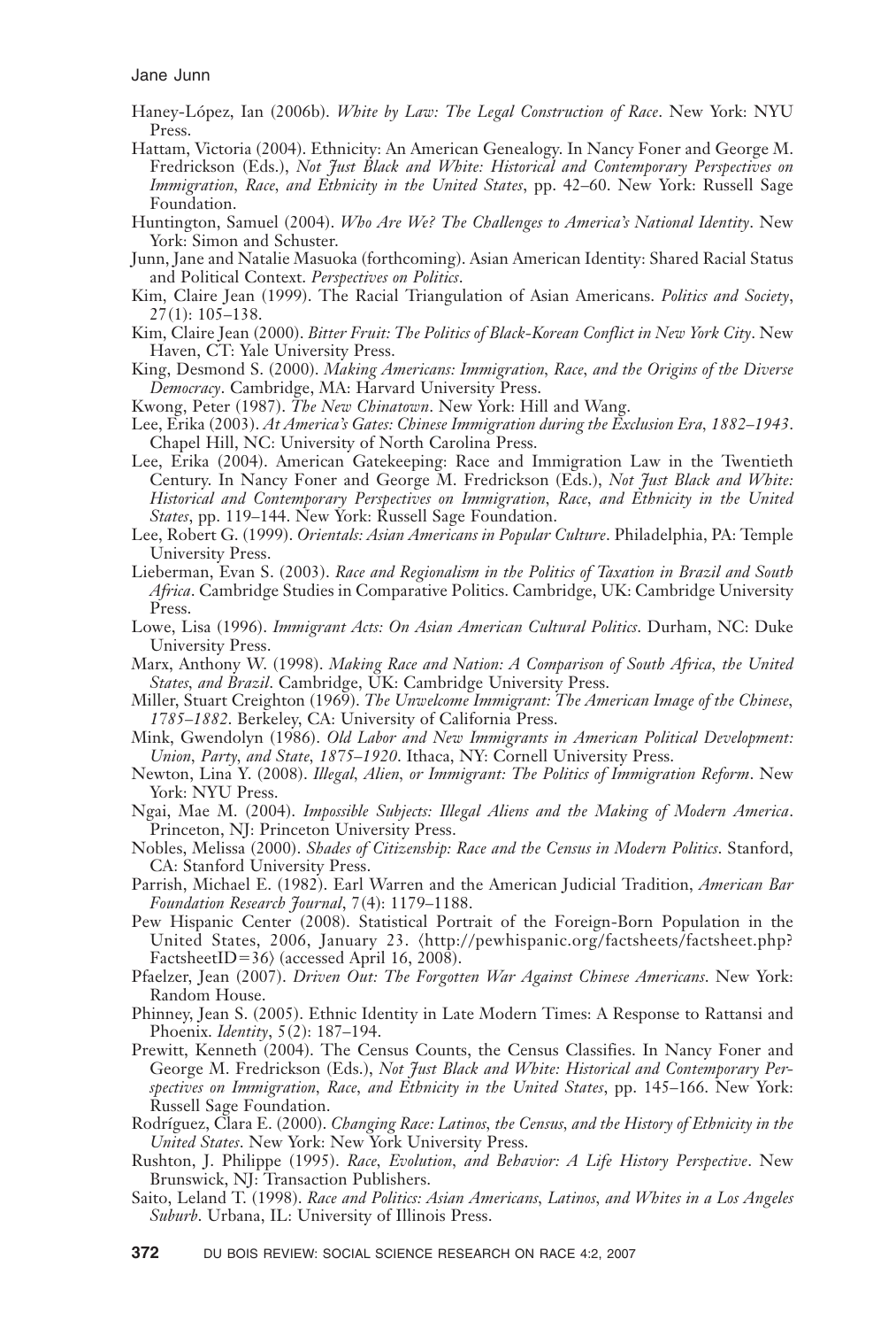Haney-López, Ian (2006b). *White by Law: The Legal Construction of Race*. New York: NYU Press.

Hattam, Victoria (2004). Ethnicity: An American Genealogy. In Nancy Foner and George M. Fredrickson (Eds.), *Not Just Black and White: Historical and Contemporary Perspectives on Immigration, Race, and Ethnicity in the United States*, pp. 42–60. New York: Russell Sage Foundation.

Huntington, Samuel (2004). *Who Are We? The Challenges to America's National Identity*. New York: Simon and Schuster.

Junn, Jane and Natalie Masuoka (forthcoming). Asian American Identity: Shared Racial Status and Political Context. *Perspectives on Politics*.

Kim, Claire Jean (1999). The Racial Triangulation of Asian Americans. *Politics and Society*, 27(1): 105–138.

Kim, Claire Jean (2000). *Bitter Fruit: The Politics of Black-Korean Conflict in New York City*. New Haven, CT: Yale University Press.

King, Desmond S. (2000). *Making Americans: Immigration, Race, and the Origins of the Diverse Democracy*. Cambridge, MA: Harvard University Press.

Kwong, Peter (1987). *The New Chinatown*. New York: Hill and Wang.

Lee, Erika (2003). *At America's Gates: Chinese Immigration during the Exclusion Era, 1882–1943*. Chapel Hill, NC: University of North Carolina Press.

Lee, Erika (2004). American Gatekeeping: Race and Immigration Law in the Twentieth Century. In Nancy Foner and George M. Fredrickson (Eds.), *Not Just Black and White: Historical and Contemporary Perspectives on Immigration, Race, and Ethnicity in the United States*, pp. 119–144. New York: Russell Sage Foundation.

Lee, Robert G. (1999). *Orientals: Asian Americans in Popular Culture*. Philadelphia, PA: Temple University Press.

Lieberman, Evan S. (2003). *Race and Regionalism in the Politics of Taxation in Brazil and South Africa*. Cambridge Studies in Comparative Politics. Cambridge, UK: Cambridge University Press.

Lowe, Lisa (1996). *Immigrant Acts: On Asian American Cultural Politics*. Durham, NC: Duke University Press.

Marx, Anthony W. (1998). *Making Race and Nation: A Comparison of South Africa, the United States, and Brazil*. Cambridge, UK: Cambridge University Press.

Miller, Stuart Creighton (1969). *The Unwelcome Immigrant: The American Image of the Chinese, 1785–1882*. Berkeley, CA: University of California Press.

Mink, Gwendolyn (1986). *Old Labor and New Immigrants in American Political Development: Union, Party, and State, 1875–1920*. Ithaca, NY: Cornell University Press.

Newton, Lina Y. (2008). *Illegal, Alien, or Immigrant: The Politics of Immigration Reform*. New York: NYU Press.

Ngai, Mae M. (2004). *Impossible Subjects: Illegal Aliens and the Making of Modern America*. Princeton, NJ: Princeton University Press.

Nobles, Melissa (2000). *Shades of Citizenship: Race and the Census in Modern Politics*. Stanford, CA: Stanford University Press.

Parrish, Michael E. (1982). Earl Warren and the American Judicial Tradition, *American Bar Foundation Research Journal*, 7(4): 1179–1188.

Pew Hispanic Center (2008). Statistical Portrait of the Foreign-Born Population in the United States, 2006, January 23. ⟨http://pewhispanic.org/factsheets/factsheet.php?FactsheetID=36⟩ (accessed April 16, 2008).

Pfaelzer, Jean (2007). *Driven Out: The Forgotten War Against Chinese Americans*. New York: Random House.

Phinney, Jean S. (2005). Ethnic Identity in Late Modern Times: A Response to Rattansi and Phoenix. *Identity*, 5(2): 187–194.

Prewitt, Kenneth (2004). The Census Counts, the Census Classifies. In Nancy Foner and George M. Fredrickson (Eds.), *Not Just Black and White: Historical and Contemporary Perspectives on Immigration, Race, and Ethnicity in the United States*, pp. 145–166. New York: Russell Sage Foundation.

Rodríguez, Clara E. (2000). *Changing Race: Latinos, the Census, and the History of Ethnicity in the United States*. New York: New York University Press.

Rushton, J. Philippe (1995). *Race, Evolution, and Behavior: A Life History Perspective*. New Brunswick, NJ: Transaction Publishers.

Saito, Leland T. (1998). *Race and Politics: Asian Americans, Latinos, and Whites in a Los Angeles Suburb*. Urbana, IL: University of Illinois Press.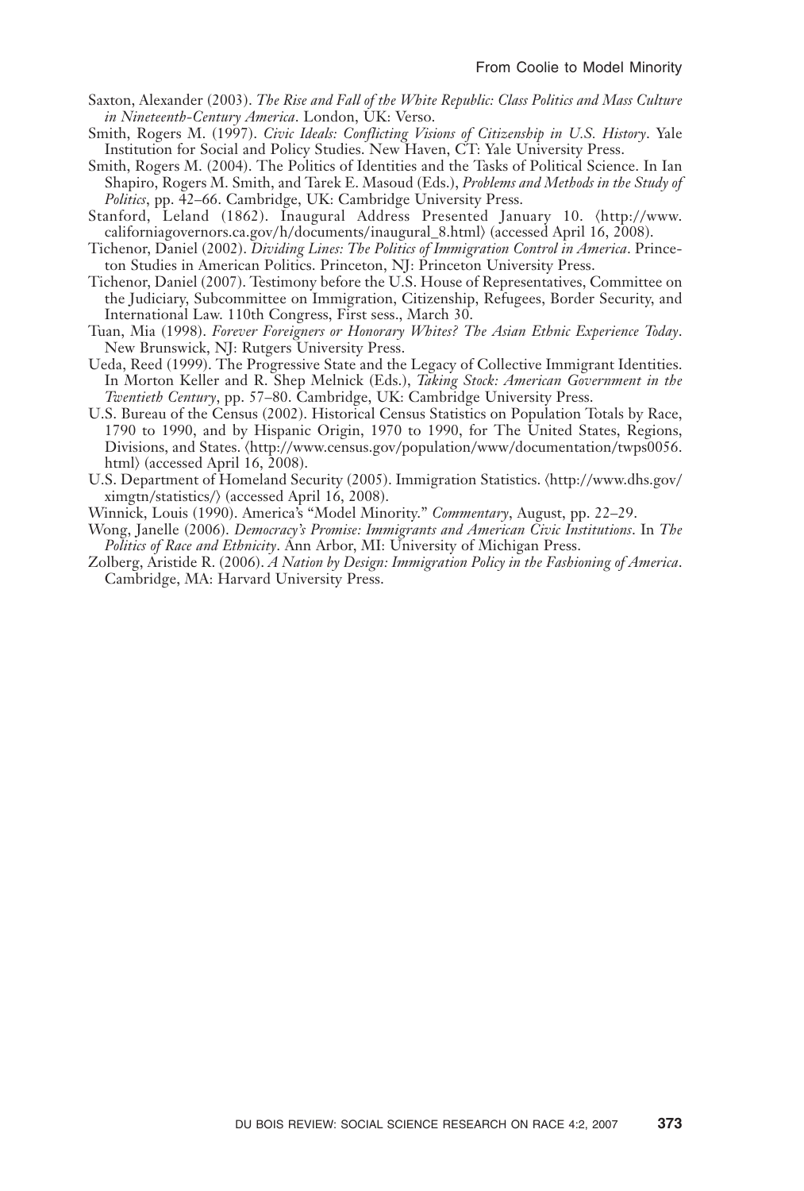Saxton, Alexander (2003). *The Rise and Fall of the White Republic: Class Politics and Mass Culture in Nineteenth-Century America*. London, UK: Verso.

Smith, Rogers M. (1997). *Civic Ideals: Conflicting Visions of Citizenship in U.S. History*. Yale Institution for Social and Policy Studies. New Haven, CT: Yale University Press.

Smith, Rogers M. (2004). The Politics of Identities and the Tasks of Political Science. In Ian Shapiro, Rogers M. Smith, and Tarek E. Masoud (Eds.), *Problems and Methods in the Study of Politics*, pp. 42–66. Cambridge, UK: Cambridge University Press.

Stanford, Leland (1862). Inaugural Address Presented January 10. ⟨http://www.californiagovernors.ca.gov/h/documents/inaugural_8.html⟩ (accessed April 16, 2008).

Tichenor, Daniel (2002). *Dividing Lines: The Politics of Immigration Control in America*. Princeton Studies in American Politics. Princeton, NJ: Princeton University Press.

Tichenor, Daniel (2007). Testimony before the U.S. House of Representatives, Committee on the Judiciary, Subcommittee on Immigration, Citizenship, Refugees, Border Security, and International Law. 110th Congress, First sess., March 30.

Tuan, Mia (1998). *Forever Foreigners or Honorary Whites? The Asian Ethnic Experience Today*. New Brunswick, NJ: Rutgers University Press.

Ueda, Reed (1999). The Progressive State and the Legacy of Collective Immigrant Identities. In Morton Keller and R. Shep Melnick (Eds.), *Taking Stock: American Government in the Twentieth Century*, pp. 57–80. Cambridge, UK: Cambridge University Press.

U.S. Bureau of the Census (2002). Historical Census Statistics on Population Totals by Race, 1790 to 1990, and by Hispanic Origin, 1970 to 1990, for The United States, Regions, Divisions, and States. ⟨http://www.census.gov/population/www/documentation/twps0056.html⟩ (accessed April 16, 2008).

U.S. Department of Homeland Security (2005). Immigration Statistics. ⟨http://www.dhs.gov/ximgtn/statistics/⟩ (accessed April 16, 2008).

Winnick, Louis (1990). America's "Model Minority." *Commentary*, August, pp. 22–29.

Wong, Janelle (2006). *Democracy's Promise: Immigrants and American Civic Institutions*. In *The Politics of Race and Ethnicity*. Ann Arbor, MI: University of Michigan Press.

Zolberg, Aristide R. (2006). *A Nation by Design: Immigration Policy in the Fashioning of America*. Cambridge, MA: Harvard University Press.